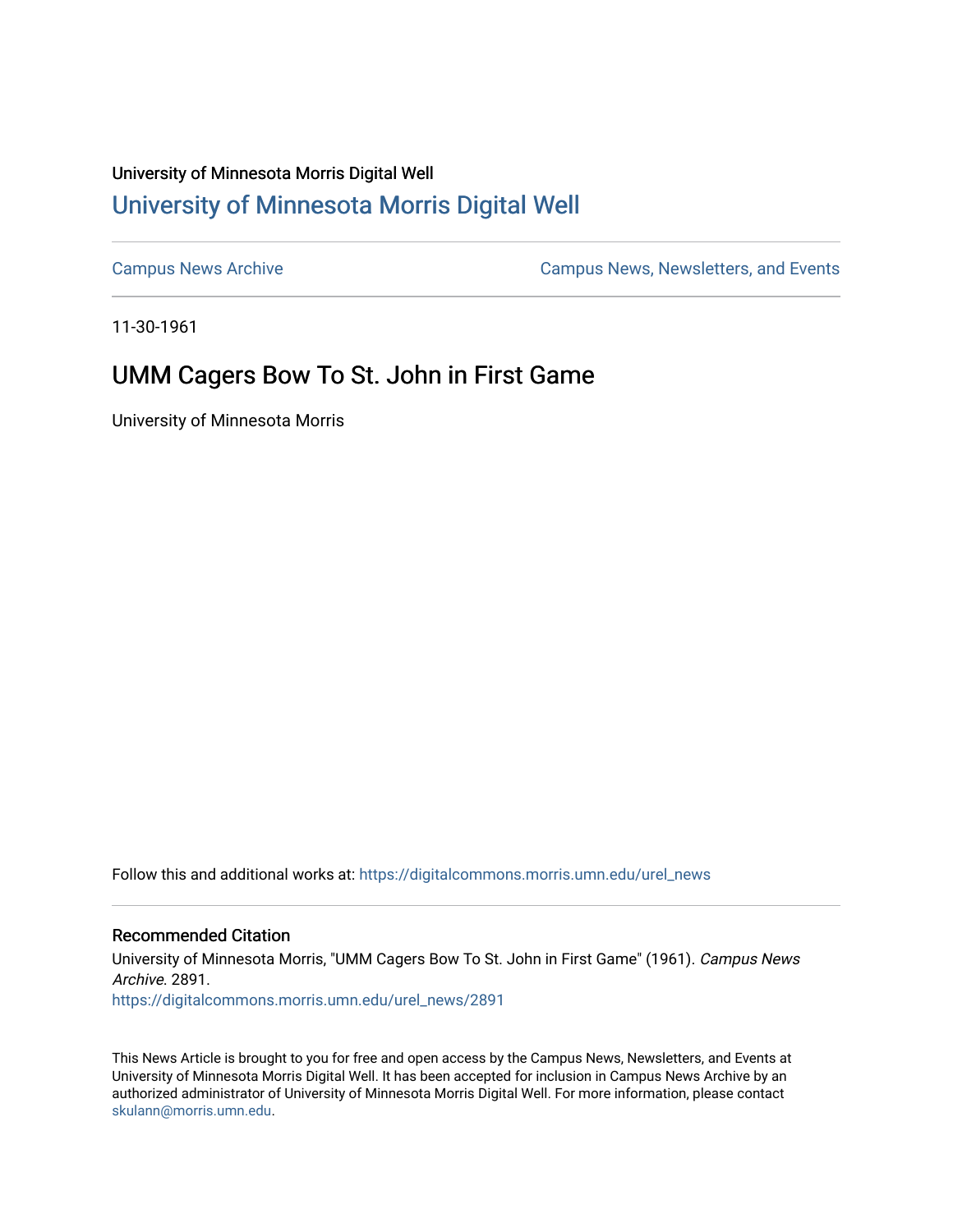University of Minnesota Morris Digital Well

## University of Minnesota Morris Digital Well

Campus News Archive

Campus News, Newsletters, and Events

11-30-1961

# UMM Cagers Bow To St. John in First Game

University of Minnesota Morris

Follow this and additional works at: https://digitalcommons.morris.umn.edu/urel_news

### Recommended Citation

University of Minnesota Morris, "UMM Cagers Bow To St. John in First Game" (1961). *Campus News Archive*. 2891.
https://digitalcommons.morris.umn.edu/urel_news/2891

This News Article is brought to you for free and open access by the Campus News, Newsletters, and Events at University of Minnesota Morris Digital Well. It has been accepted for inclusion in Campus News Archive by an authorized administrator of University of Minnesota Morris Digital Well. For more information, please contact skulann@morris.umn.edu.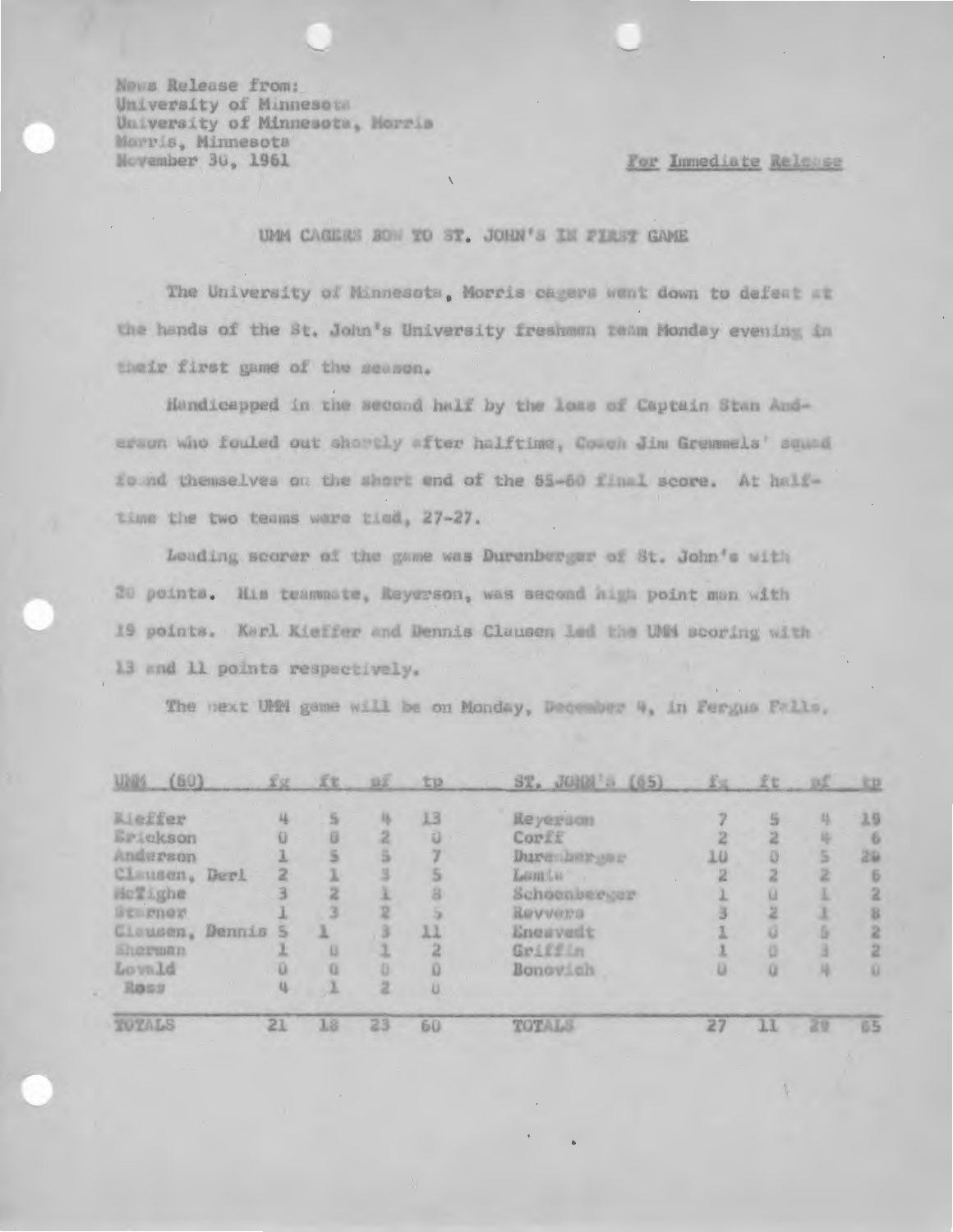News Release from:
University of Minnesota
University of Minnesota, Morris
Morris, Minnesota
November 30, 1961

For Immediate Release

## UMM CAGERS BOW TO ST. JOHN'S IN FIRST GAME

The University of Minnesota, Morris cagers went down to defeat at the hands of the St. John's University freshmen team Monday evening in their first game of the season.

Handicapped in the second half by the loss of Captain Stan Anderson who fouled out shortly after halftime, Coach Jim Gremmels' squad found themselves on the short end of the 65-60 final score. At halftime the two teams were tied, 27-27.

Leading scorer of the game was Durenberger of St. John's with 20 points. His teammate, Reyerson, was second high point man with 19 points. Karl Kieffer and Dennis Clausen led the UMM scoring with 13 and 11 points respectively.

The next UMM game will be on Monday, December 4, in Fergus Falls.

| UMM (60) | fg | ft | pf | tp | ST. JOHN'S (65) | fg | ft | pf | tp |
|---|---|---|---|---|---|---|---|---|---|
| Kieffer | 4 | 5 | 4 | 13 | Reyerson | 7 | 5 | 4 | 19 |
| Erickson | 0 | 0 | 2 | 0 | Corff | 2 | 2 | 4 | 6 |
| Anderson | 1 | 5 | 5 | 7 | Durenberger | 10 | 0 | 5 | 20 |
| Clausen, Derl | 2 | 1 | 3 | 5 | Lomie | 2 | 2 | 2 | 6 |
| McTighe | 3 | 2 | 1 | 8 | Schoenberger | 1 | 0 | 1 | 2 |
| Sturner | 1 | 3 | 2 | 5 | Revvers | 3 | 2 | 1 | 8 |
| Clausen, Dennis | 5 | 1 | 3 | 11 | Enesvedt | 1 | 0 | 5 | 2 |
| Sherman | 1 | 0 | 1 | 2 | Griffin | 1 | 0 | 3 | 2 |
| Lovald | 0 | 0 | 0 | 0 | Bonovich | 0 | 0 | 4 | 0 |
| Ross | 4 | 1 | 2 | 0 | | | | | |
| TOTALS | 21 | 18 | 23 | 60 | TOTALS | 27 | 11 | 29 | 65 |